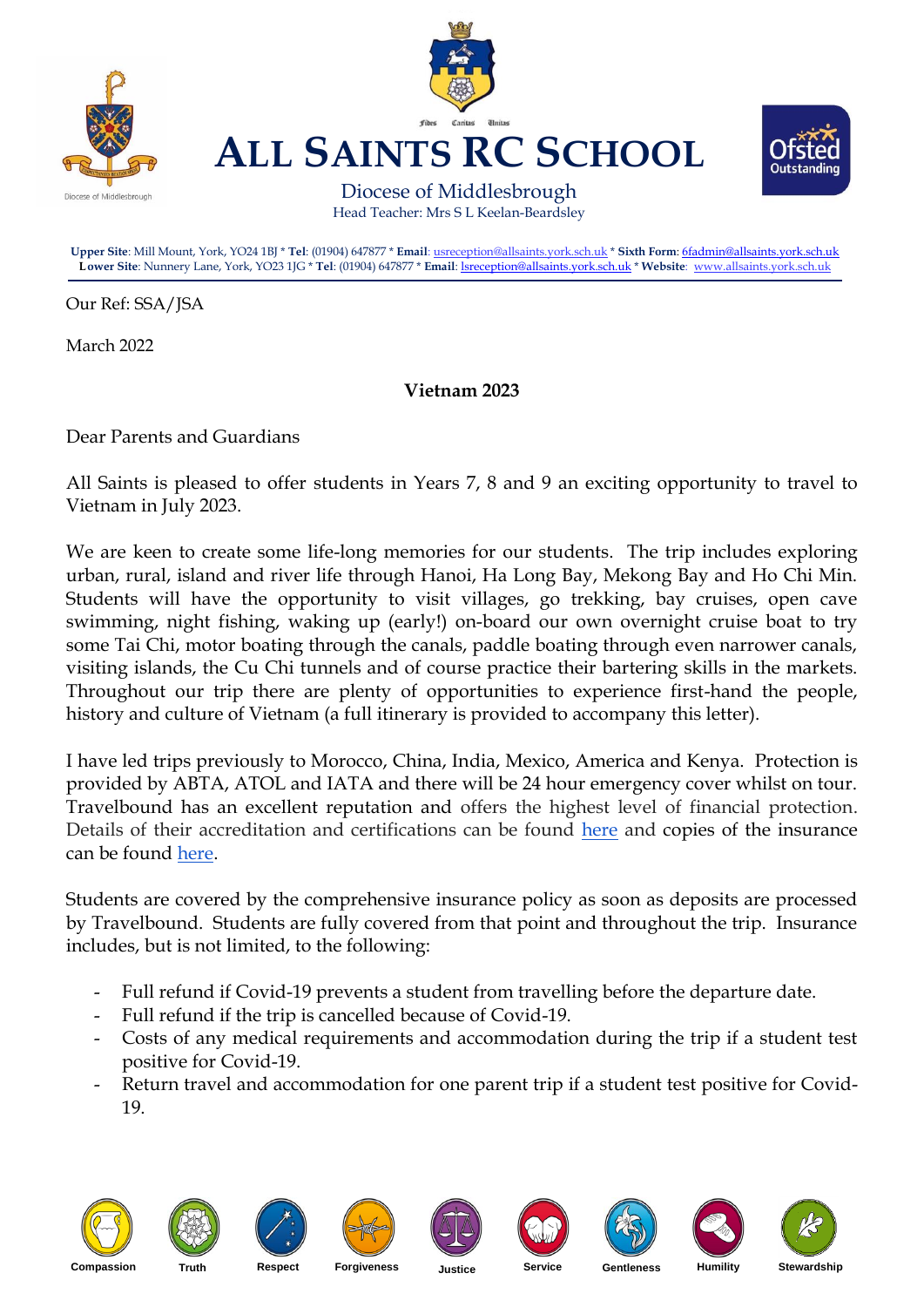# ALL SAINTS RC SCHOOL

Diocese of Middlesbrough

Head Teacher: Mrs S L Keelan-Beardsley

**Upper Site**: Mill Mount, York, YO24 1BJ * **Tel**: (01904) 647877 * **Email**: usreception@allsaints.york.sch.uk * **Sixth Form**: 6fadmin@allsaints.york.sch.uk
**Lower Site**: Nunnery Lane, York, YO23 1JG * **Tel**: (01904) 647877 * **Email**: lsreception@allsaints.york.sch.uk * **Website**: www.allsaints.york.sch.uk

Our Ref: SSA/JSA

March 2022

**Vietnam 2023**

Dear Parents and Guardians

All Saints is pleased to offer students in Years 7, 8 and 9 an exciting opportunity to travel to Vietnam in July 2023.

We are keen to create some life-long memories for our students. The trip includes exploring urban, rural, island and river life through Hanoi, Ha Long Bay, Mekong Bay and Ho Chi Min. Students will have the opportunity to visit villages, go trekking, bay cruises, open cave swimming, night fishing, waking up (early!) on-board our own overnight cruise boat to try some Tai Chi, motor boating through the canals, paddle boating through even narrower canals, visiting islands, the Cu Chi tunnels and of course practice their bartering skills in the markets. Throughout our trip there are plenty of opportunities to experience first-hand the people, history and culture of Vietnam (a full itinerary is provided to accompany this letter).

I have led trips previously to Morocco, China, India, Mexico, America and Kenya. Protection is provided by ABTA, ATOL and IATA and there will be 24 hour emergency cover whilst on tour. Travelbound has an excellent reputation and offers the highest level of financial protection. Details of their accreditation and certifications can be found here and copies of the insurance can be found here.

Students are covered by the comprehensive insurance policy as soon as deposits are processed by Travelbound. Students are fully covered from that point and throughout the trip. Insurance includes, but is not limited, to the following:

- Full refund if Covid-19 prevents a student from travelling before the departure date.
- Full refund if the trip is cancelled because of Covid-19.
- Costs of any medical requirements and accommodation during the trip if a student test positive for Covid-19.
- Return travel and accommodation for one parent trip if a student test positive for Covid-19.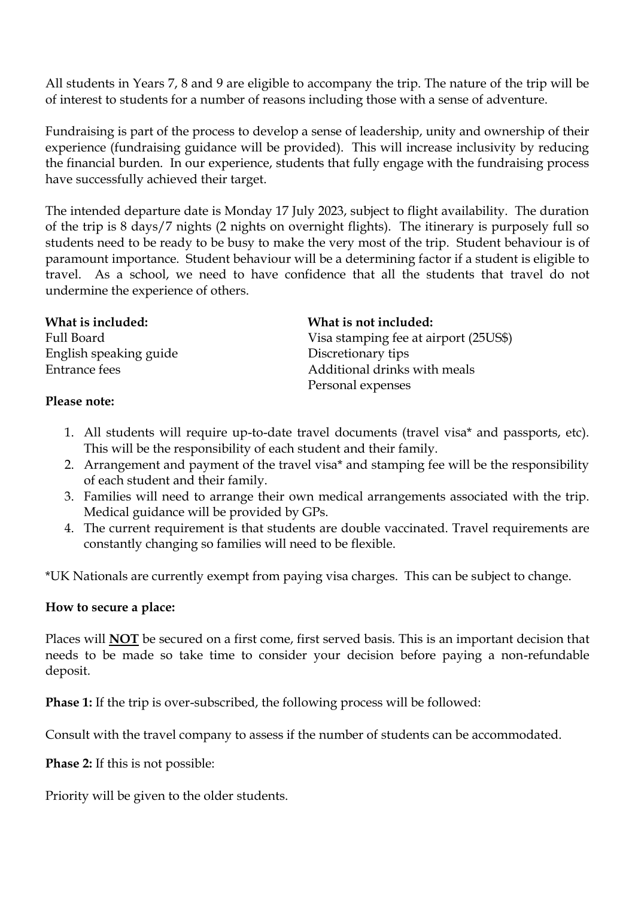All students in Years 7, 8 and 9 are eligible to accompany the trip. The nature of the trip will be of interest to students for a number of reasons including those with a sense of adventure.

Fundraising is part of the process to develop a sense of leadership, unity and ownership of their experience (fundraising guidance will be provided). This will increase inclusivity by reducing the financial burden. In our experience, students that fully engage with the fundraising process have successfully achieved their target.

The intended departure date is Monday 17 July 2023, subject to flight availability. The duration of the trip is 8 days/7 nights (2 nights on overnight flights). The itinerary is purposely full so students need to be ready to be busy to make the very most of the trip. Student behaviour is of paramount importance. Student behaviour will be a determining factor if a student is eligible to travel. As a school, we need to have confidence that all the students that travel do not undermine the experience of others.

| What is included: | What is not included: |
| --- | --- |
| Full Board | Visa stamping fee at airport (25US$) |
| English speaking guide | Discretionary tips |
| Entrance fees | Additional drinks with meals |
| | Personal expenses |

**Please note:**

1. All students will require up-to-date travel documents (travel visa* and passports, etc). This will be the responsibility of each student and their family.
2. Arrangement and payment of the travel visa* and stamping fee will be the responsibility of each student and their family.
3. Families will need to arrange their own medical arrangements associated with the trip. Medical guidance will be provided by GPs.
4. The current requirement is that students are double vaccinated. Travel requirements are constantly changing so families will need to be flexible.

*UK Nationals are currently exempt from paying visa charges. This can be subject to change.

**How to secure a place:**

Places will **NOT** be secured on a first come, first served basis. This is an important decision that needs to be made so take time to consider your decision before paying a non-refundable deposit.

**Phase 1:** If the trip is over-subscribed, the following process will be followed:

Consult with the travel company to assess if the number of students can be accommodated.

**Phase 2:** If this is not possible:

Priority will be given to the older students.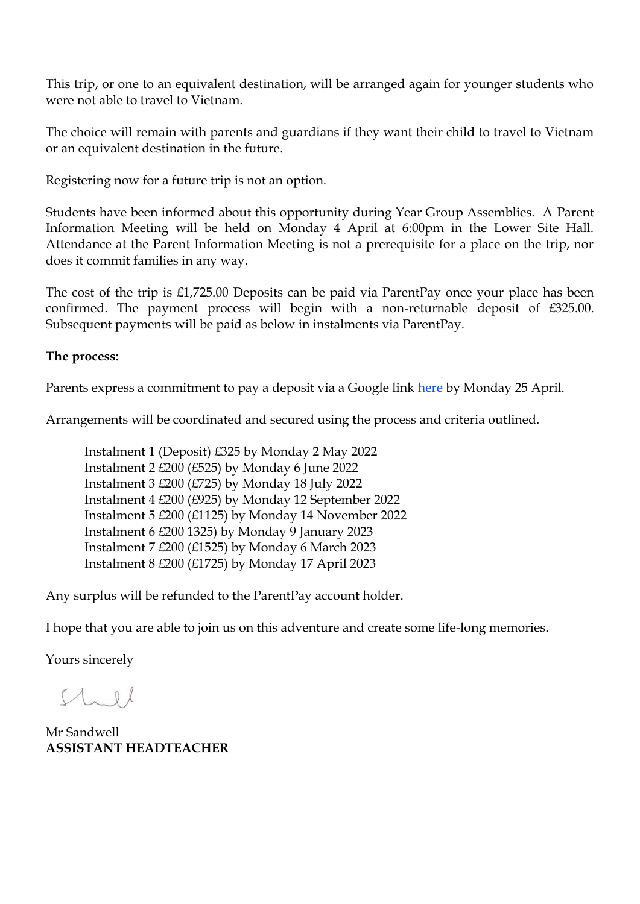This trip, or one to an equivalent destination, will be arranged again for younger students who were not able to travel to Vietnam.

The choice will remain with parents and guardians if they want their child to travel to Vietnam or an equivalent destination in the future.

Registering now for a future trip is not an option.

Students have been informed about this opportunity during Year Group Assemblies. A Parent Information Meeting will be held on Monday 4 April at 6:00pm in the Lower Site Hall. Attendance at the Parent Information Meeting is not a prerequisite for a place on the trip, nor does it commit families in any way.

The cost of the trip is £1,725.00 Deposits can be paid via ParentPay once your place has been confirmed. The payment process will begin with a non-returnable deposit of £325.00. Subsequent payments will be paid as below in instalments via ParentPay.

**The process:**

Parents express a commitment to pay a deposit via a Google link [here] by Monday 25 April.

Arrangements will be coordinated and secured using the process and criteria outlined.

Instalment 1 (Deposit) £325 by Monday 2 May 2022
Instalment 2 £200 (£525) by Monday 6 June 2022
Instalment 3 £200 (£725) by Monday 18 July 2022
Instalment 4 £200 (£925) by Monday 12 September 2022
Instalment 5 £200 (£1125) by Monday 14 November 2022
Instalment 6 £200 1325) by Monday 9 January 2023
Instalment 7 £200 (£1525) by Monday 6 March 2023
Instalment 8 £200 (£1725) by Monday 17 April 2023

Any surplus will be refunded to the ParentPay account holder.

I hope that you are able to join us on this adventure and create some life-long memories.

Yours sincerely

Mr Sandwell
**ASSISTANT HEADTEACHER**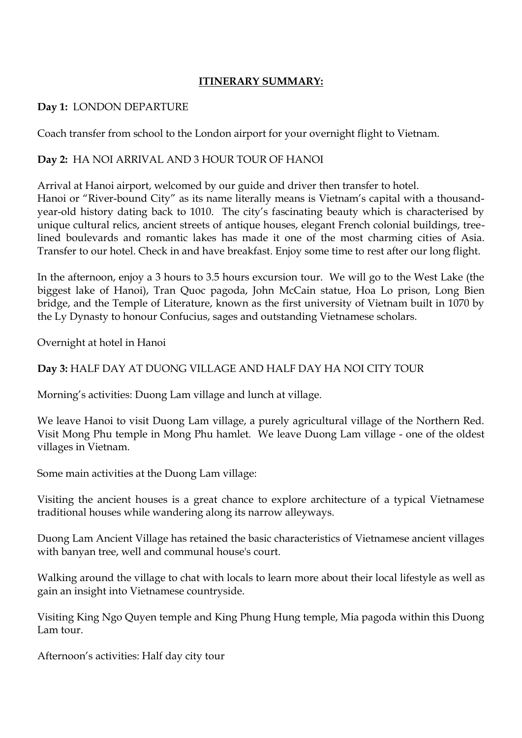## ITINERARY SUMMARY:

**Day 1:** LONDON DEPARTURE

Coach transfer from school to the London airport for your overnight flight to Vietnam.

**Day 2:** HA NOI ARRIVAL AND 3 HOUR TOUR OF HANOI

Arrival at Hanoi airport, welcomed by our guide and driver then transfer to hotel.
Hanoi or "River-bound City" as its name literally means is Vietnam's capital with a thousand-year-old history dating back to 1010. The city's fascinating beauty which is characterised by unique cultural relics, ancient streets of antique houses, elegant French colonial buildings, tree-lined boulevards and romantic lakes has made it one of the most charming cities of Asia. Transfer to our hotel. Check in and have breakfast. Enjoy some time to rest after our long flight.

In the afternoon, enjoy a 3 hours to 3.5 hours excursion tour. We will go to the West Lake (the biggest lake of Hanoi), Tran Quoc pagoda, John McCain statue, Hoa Lo prison, Long Bien bridge, and the Temple of Literature, known as the first university of Vietnam built in 1070 by the Ly Dynasty to honour Confucius, sages and outstanding Vietnamese scholars.

Overnight at hotel in Hanoi

**Day 3:** HALF DAY AT DUONG VILLAGE AND HALF DAY HA NOI CITY TOUR

Morning's activities: Duong Lam village and lunch at village.

We leave Hanoi to visit Duong Lam village, a purely agricultural village of the Northern Red. Visit Mong Phu temple in Mong Phu hamlet. We leave Duong Lam village - one of the oldest villages in Vietnam.

Some main activities at the Duong Lam village:

Visiting the ancient houses is a great chance to explore architecture of a typical Vietnamese traditional houses while wandering along its narrow alleyways.

Duong Lam Ancient Village has retained the basic characteristics of Vietnamese ancient villages with banyan tree, well and communal house's court.

Walking around the village to chat with locals to learn more about their local lifestyle as well as gain an insight into Vietnamese countryside.

Visiting King Ngo Quyen temple and King Phung Hung temple, Mia pagoda within this Duong Lam tour.

Afternoon's activities: Half day city tour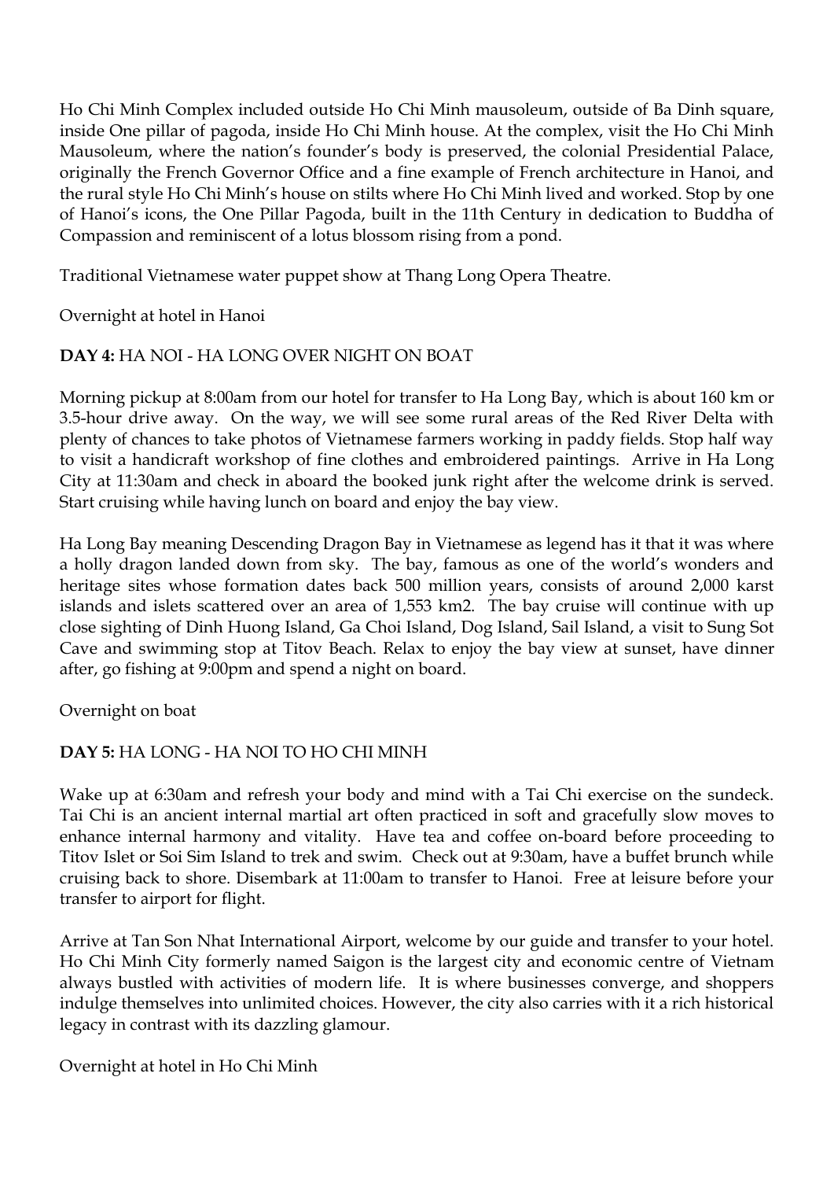Ho Chi Minh Complex included outside Ho Chi Minh mausoleum, outside of Ba Dinh square, inside One pillar of pagoda, inside Ho Chi Minh house. At the complex, visit the Ho Chi Minh Mausoleum, where the nation's founder's body is preserved, the colonial Presidential Palace, originally the French Governor Office and a fine example of French architecture in Hanoi, and the rural style Ho Chi Minh's house on stilts where Ho Chi Minh lived and worked. Stop by one of Hanoi's icons, the One Pillar Pagoda, built in the 11th Century in dedication to Buddha of Compassion and reminiscent of a lotus blossom rising from a pond.

Traditional Vietnamese water puppet show at Thang Long Opera Theatre.

Overnight at hotel in Hanoi

**DAY 4:** HA NOI - HA LONG OVER NIGHT ON BOAT

Morning pickup at 8:00am from our hotel for transfer to Ha Long Bay, which is about 160 km or 3.5-hour drive away. On the way, we will see some rural areas of the Red River Delta with plenty of chances to take photos of Vietnamese farmers working in paddy fields. Stop half way to visit a handicraft workshop of fine clothes and embroidered paintings. Arrive in Ha Long City at 11:30am and check in aboard the booked junk right after the welcome drink is served. Start cruising while having lunch on board and enjoy the bay view.

Ha Long Bay meaning Descending Dragon Bay in Vietnamese as legend has it that it was where a holly dragon landed down from sky. The bay, famous as one of the world's wonders and heritage sites whose formation dates back 500 million years, consists of around 2,000 karst islands and islets scattered over an area of 1,553 km2. The bay cruise will continue with up close sighting of Dinh Huong Island, Ga Choi Island, Dog Island, Sail Island, a visit to Sung Sot Cave and swimming stop at Titov Beach. Relax to enjoy the bay view at sunset, have dinner after, go fishing at 9:00pm and spend a night on board.

Overnight on boat

**DAY 5:** HA LONG - HA NOI TO HO CHI MINH

Wake up at 6:30am and refresh your body and mind with a Tai Chi exercise on the sundeck. Tai Chi is an ancient internal martial art often practiced in soft and gracefully slow moves to enhance internal harmony and vitality. Have tea and coffee on-board before proceeding to Titov Islet or Soi Sim Island to trek and swim. Check out at 9:30am, have a buffet brunch while cruising back to shore. Disembark at 11:00am to transfer to Hanoi. Free at leisure before your transfer to airport for flight.

Arrive at Tan Son Nhat International Airport, welcome by our guide and transfer to your hotel. Ho Chi Minh City formerly named Saigon is the largest city and economic centre of Vietnam always bustled with activities of modern life. It is where businesses converge, and shoppers indulge themselves into unlimited choices. However, the city also carries with it a rich historical legacy in contrast with its dazzling glamour.

Overnight at hotel in Ho Chi Minh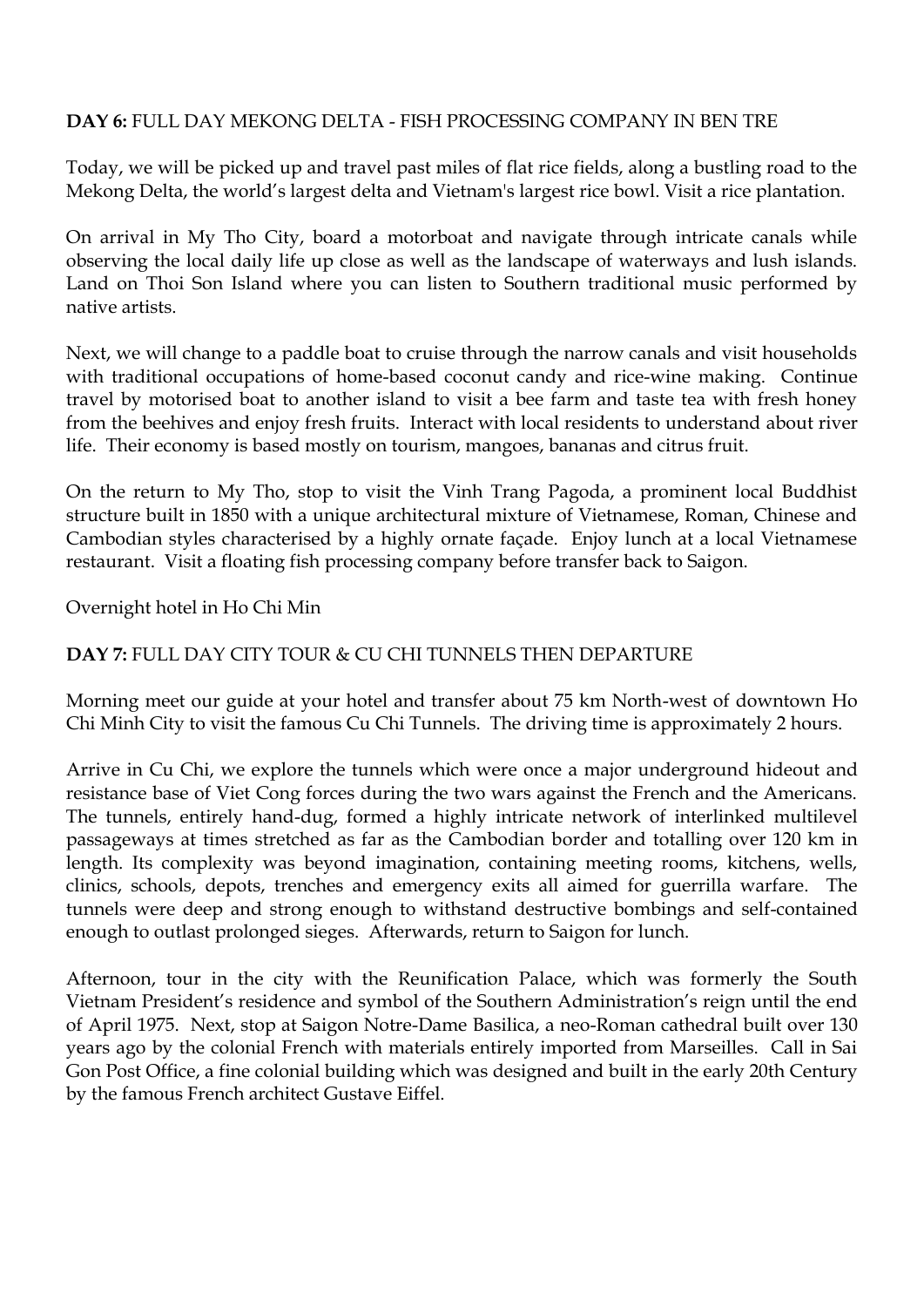**DAY 6:** FULL DAY MEKONG DELTA - FISH PROCESSING COMPANY IN BEN TRE

Today, we will be picked up and travel past miles of flat rice fields, along a bustling road to the Mekong Delta, the world's largest delta and Vietnam's largest rice bowl. Visit a rice plantation.

On arrival in My Tho City, board a motorboat and navigate through intricate canals while observing the local daily life up close as well as the landscape of waterways and lush islands. Land on Thoi Son Island where you can listen to Southern traditional music performed by native artists.

Next, we will change to a paddle boat to cruise through the narrow canals and visit households with traditional occupations of home-based coconut candy and rice-wine making. Continue travel by motorised boat to another island to visit a bee farm and taste tea with fresh honey from the beehives and enjoy fresh fruits. Interact with local residents to understand about river life. Their economy is based mostly on tourism, mangoes, bananas and citrus fruit.

On the return to My Tho, stop to visit the Vinh Trang Pagoda, a prominent local Buddhist structure built in 1850 with a unique architectural mixture of Vietnamese, Roman, Chinese and Cambodian styles characterised by a highly ornate façade. Enjoy lunch at a local Vietnamese restaurant. Visit a floating fish processing company before transfer back to Saigon.

Overnight hotel in Ho Chi Min

**DAY 7:** FULL DAY CITY TOUR & CU CHI TUNNELS THEN DEPARTURE

Morning meet our guide at your hotel and transfer about 75 km North-west of downtown Ho Chi Minh City to visit the famous Cu Chi Tunnels. The driving time is approximately 2 hours.

Arrive in Cu Chi, we explore the tunnels which were once a major underground hideout and resistance base of Viet Cong forces during the two wars against the French and the Americans. The tunnels, entirely hand-dug, formed a highly intricate network of interlinked multilevel passageways at times stretched as far as the Cambodian border and totalling over 120 km in length. Its complexity was beyond imagination, containing meeting rooms, kitchens, wells, clinics, schools, depots, trenches and emergency exits all aimed for guerrilla warfare. The tunnels were deep and strong enough to withstand destructive bombings and self-contained enough to outlast prolonged sieges. Afterwards, return to Saigon for lunch.

Afternoon, tour in the city with the Reunification Palace, which was formerly the South Vietnam President's residence and symbol of the Southern Administration's reign until the end of April 1975. Next, stop at Saigon Notre-Dame Basilica, a neo-Roman cathedral built over 130 years ago by the colonial French with materials entirely imported from Marseilles. Call in Sai Gon Post Office, a fine colonial building which was designed and built in the early 20th Century by the famous French architect Gustave Eiffel.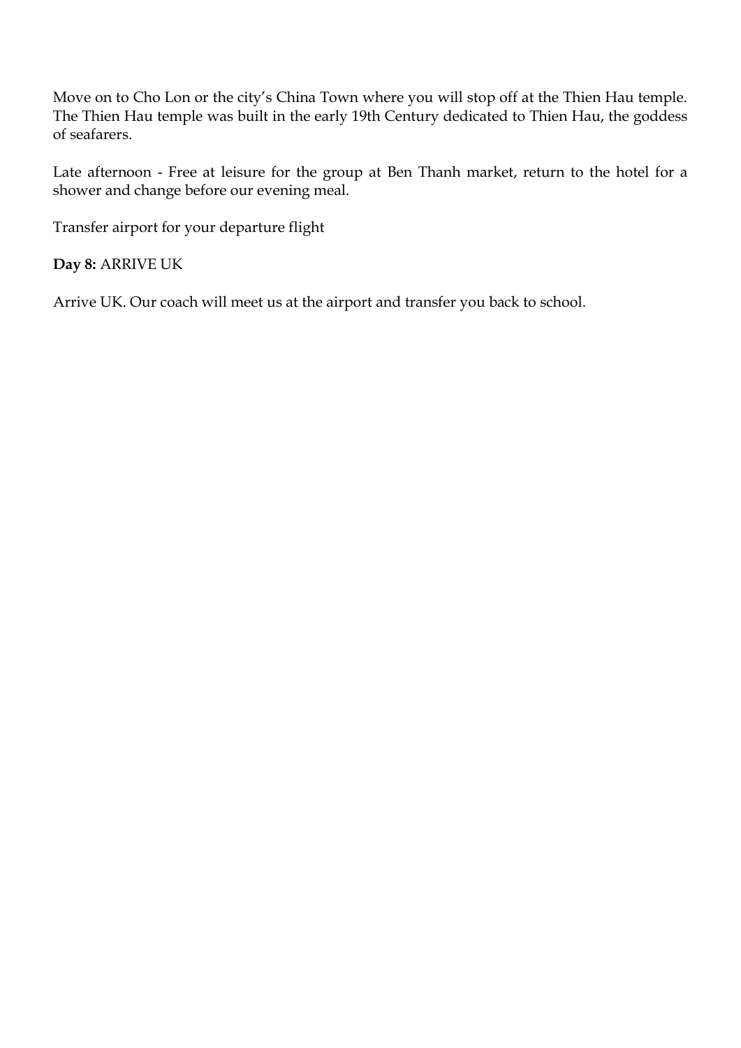Move on to Cho Lon or the city's China Town where you will stop off at the Thien Hau temple. The Thien Hau temple was built in the early 19th Century dedicated to Thien Hau, the goddess of seafarers.

Late afternoon - Free at leisure for the group at Ben Thanh market, return to the hotel for a shower and change before our evening meal.

Transfer airport for your departure flight

**Day 8:** ARRIVE UK

Arrive UK. Our coach will meet us at the airport and transfer you back to school.